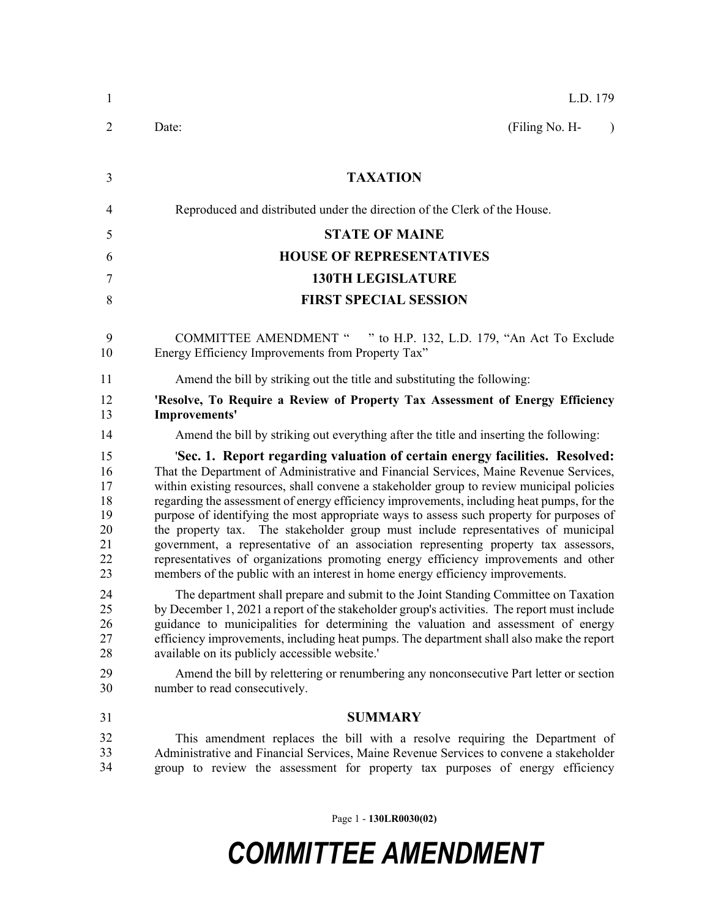L.D. 179

Date: (Filing No. H- )

# TAXATION

Reproduced and distributed under the direction of the Clerk of the House.

**STATE OF MAINE**

**HOUSE OF REPRESENTATIVES**

**130TH LEGISLATURE**

**FIRST SPECIAL SESSION**

COMMITTEE AMENDMENT " " to H.P. 132, L.D. 179, "An Act To Exclude Energy Efficiency Improvements from Property Tax"

Amend the bill by striking out the title and substituting the following:

**'Resolve, To Require a Review of Property Tax Assessment of Energy Efficiency Improvements'**

Amend the bill by striking out everything after the title and inserting the following:

'**Sec. 1. Report regarding valuation of certain energy facilities. Resolved:** That the Department of Administrative and Financial Services, Maine Revenue Services, within existing resources, shall convene a stakeholder group to review municipal policies regarding the assessment of energy efficiency improvements, including heat pumps, for the purpose of identifying the most appropriate ways to assess such property for purposes of the property tax. The stakeholder group must include representatives of municipal government, a representative of an association representing property tax assessors, representatives of organizations promoting energy efficiency improvements and other members of the public with an interest in home energy efficiency improvements.

The department shall prepare and submit to the Joint Standing Committee on Taxation by December 1, 2021 a report of the stakeholder group's activities. The report must include guidance to municipalities for determining the valuation and assessment of energy efficiency improvements, including heat pumps. The department shall also make the report available on its publicly accessible website.'

Amend the bill by relettering or renumbering any nonconsecutive Part letter or section number to read consecutively.

## SUMMARY

This amendment replaces the bill with a resolve requiring the Department of Administrative and Financial Services, Maine Revenue Services to convene a stakeholder group to review the assessment for property tax purposes of energy efficiency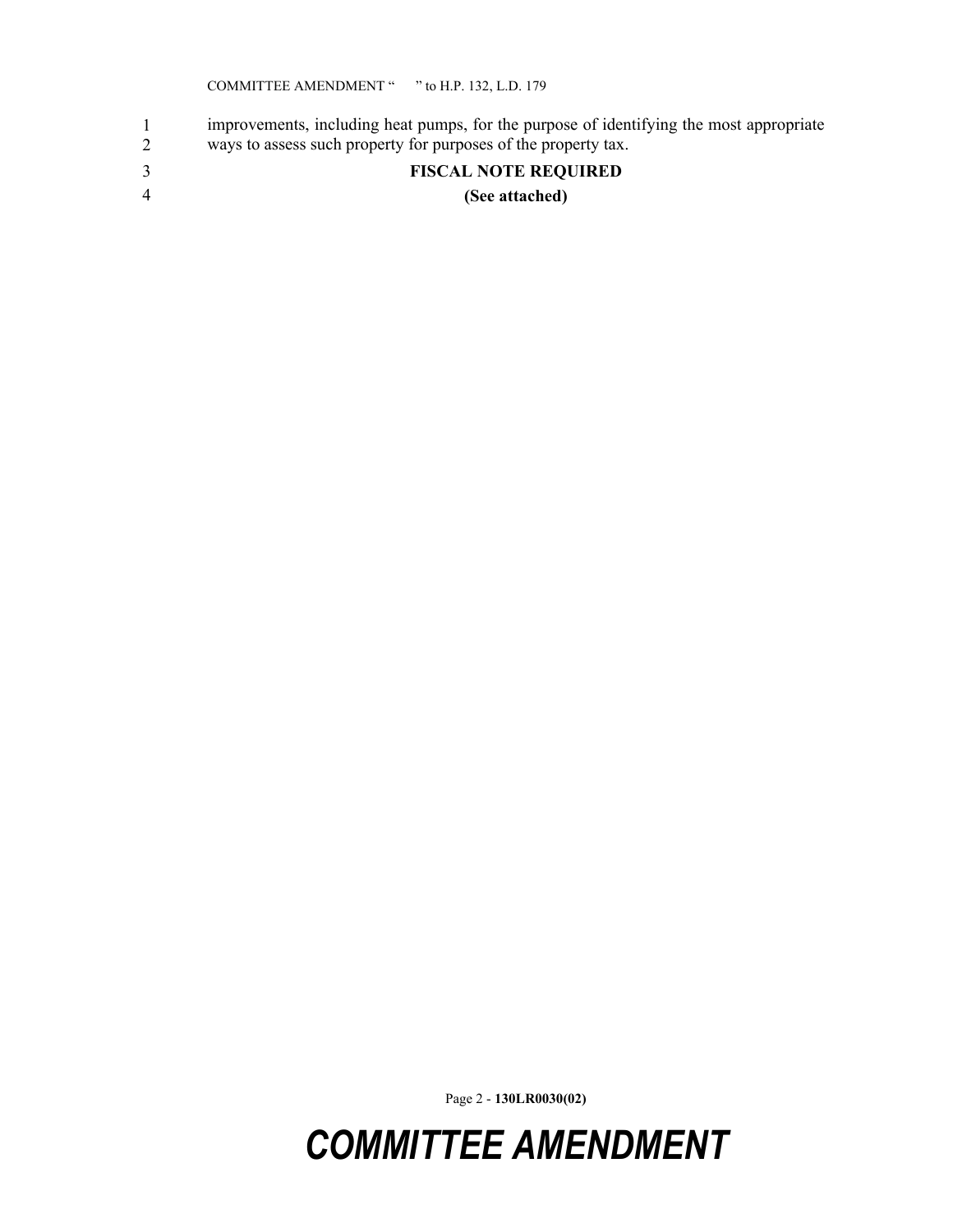improvements, including heat pumps, for the purpose of identifying the most appropriate ways to assess such property for purposes of the property tax.

**FISCAL NOTE REQUIRED**

**(See attached)**